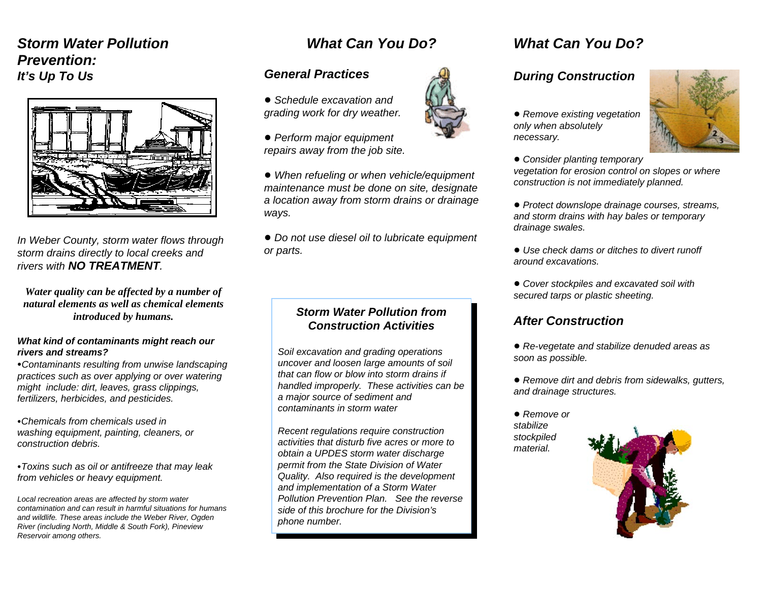# *Storm Water Pollution Prevention:*

## *It's Up To Us*

*In Weber County, storm water flows through storm drains directly to local creeks and rivers with **NO TREATMENT**.*

***Water quality can be affected by a number of natural elements as well as chemical elements introduced by humans.***

***What kind of contaminants might reach our rivers and streams?***

- *Contaminants resulting from unwise landscaping practices such as over applying or over watering might include: dirt, leaves, grass clippings, fertilizers, herbicides, and pesticides.*

- *Chemicals from chemicals used in washing equipment, painting, cleaners, or construction debris.*

- *Toxins such as oil or antifreeze that may leak from vehicles or heavy equipment.*

*Local recreation areas are affected by storm water contamination and can result in harmful situations for humans and wildlife. These areas include the Weber River, Ogden River (including North, Middle & South Fork), Pineview Reservoir among others.*

# *What Can You Do?*

## *General Practices*

- *Schedule excavation and grading work for dry weather.*

- *Perform major equipment repairs away from the job site.*

- *When refueling or when vehicle/equipment maintenance must be done on site, designate a location away from storm drains or drainage ways.*

- *Do not use diesel oil to lubricate equipment or parts.*

### *Storm Water Pollution from Construction Activities*

*Soil excavation and grading operations uncover and loosen large amounts of soil that can flow or blow into storm drains if handled improperly. These activities can be a major source of sediment and contaminants in storm water*

*Recent regulations require construction activities that disturb five acres or more to obtain a UPDES storm water discharge permit from the State Division of Water Quality. Also required is the development and implementation of a Storm Water Pollution Prevention Plan. See the reverse side of this brochure for the Division's phone number.*

# *What Can You Do?*

## *During Construction*

- *Remove existing vegetation only when absolutely necessary.*

- *Consider planting temporary vegetation for erosion control on slopes or where construction is not immediately planned.*

- *Protect downslope drainage courses, streams, and storm drains with hay bales or temporary drainage swales.*

- *Use check dams or ditches to divert runoff around excavations.*

- *Cover stockpiles and excavated soil with secured tarps or plastic sheeting.*

## *After Construction*

- *Re-vegetate and stabilize denuded areas as soon as possible.*

- *Remove dirt and debris from sidewalks, gutters, and drainage structures.*

- *Remove or stabilize stockpiled material.*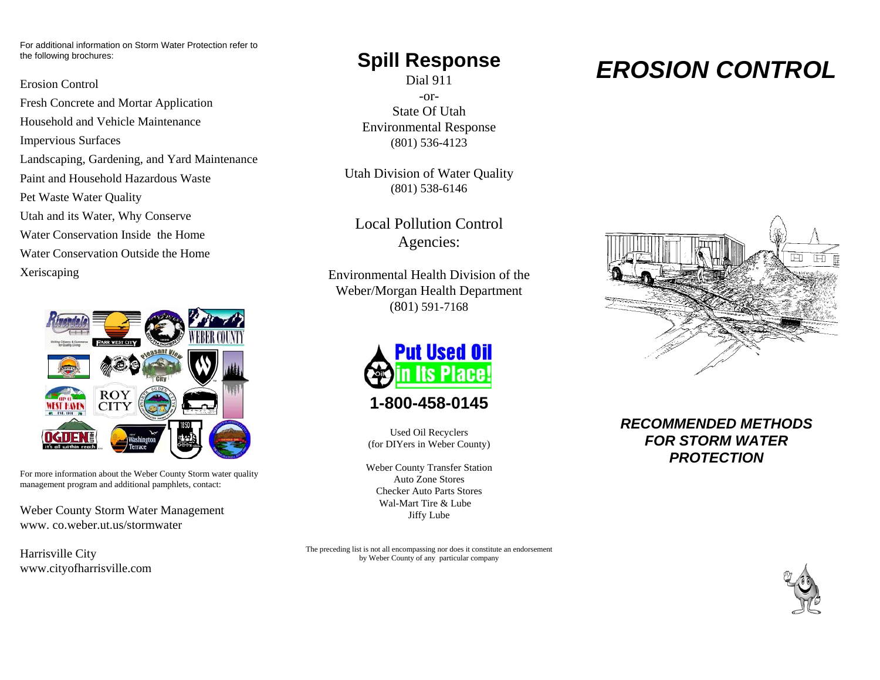For additional information on Storm Water Protection refer to the following brochures:

Erosion Control
Fresh Concrete and Mortar Application
Household and Vehicle Maintenance
Impervious Surfaces
Landscaping, Gardening, and Yard Maintenance
Paint and Household Hazardous Waste
Pet Waste Water Quality
Utah and its Water, Why Conserve
Water Conservation Inside the Home
Water Conservation Outside the Home
Xeriscaping

For more information about the Weber County Storm water quality management program and additional pamphlets, contact:

Weber County Storm Water Management
www. co.weber.ut.us/stormwater

Harrisville City
www.cityofharrisville.com

## Spill Response

Dial 911
-or-
State Of Utah
Environmental Response
(801) 536-4123

Utah Division of Water Quality
(801) 538-6146

Local Pollution Control Agencies:

Environmental Health Division of the Weber/Morgan Health Department
(801) 591-7168

Put Used Oil in Its Place!
**1-800-458-0145**

Used Oil Recyclers
(for DIYers in Weber County)

Weber County Transfer Station
Auto Zone Stores
Checker Auto Parts Stores
Wal-Mart Tire & Lube
Jiffy Lube

The preceding list is not all encompassing nor does it constitute an endorsement by Weber County of any particular company

# *EROSION CONTROL*

***RECOMMENDED METHODS FOR STORM WATER PROTECTION***